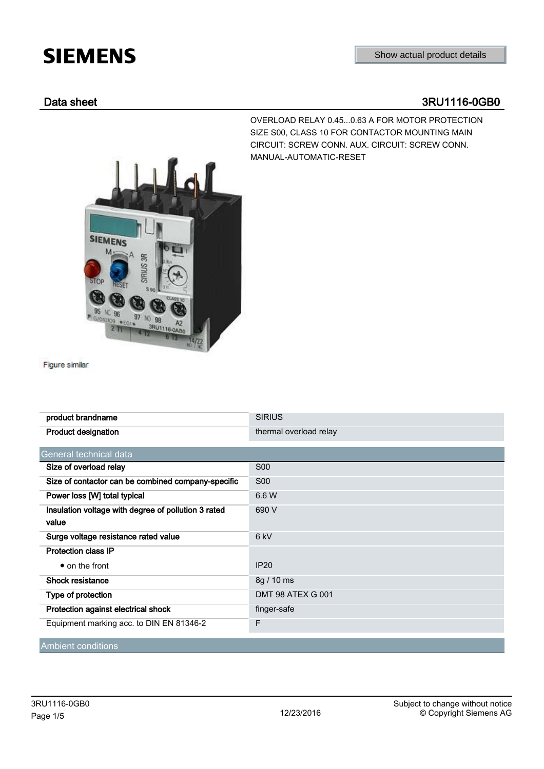# SIEMENS

Show actual product details

## Data sheet 3RU1116-0GB0

OVERLOAD RELAY 0.45...0.63 A FOR MOTOR PROTECTION SIZE S00, CLASS 10 FOR CONTACTOR MOUNTING MAIN CIRCUIT: SCREW CONN. AUX. CIRCUIT: SCREW CONN. MANUAL-AUTOMATIC-RESET

Figure similar

| | |
|---|---|
| **product brandname** | SIRIUS |
| **Product designation** | thermal overload relay |

| General technical data | |
|---|---|
| **Size of overload relay** | S00 |
| **Size of contactor can be combined company-specific** | S00 |
| **Power loss [W] total typical** | 6.6 W |
| **Insulation voltage with degree of pollution 3 rated value** | 690 V |
| **Surge voltage resistance rated value** | 6 kV |
| **Protection class IP** | |
| • on the front | IP20 |
| **Shock resistance** | 8g / 10 ms |
| **Type of protection** | DMT 98 ATEX G 001 |
| **Protection against electrical shock** | finger-safe |
| Equipment marking acc. to DIN EN 81346-2 | F |

| Ambient conditions |
|---|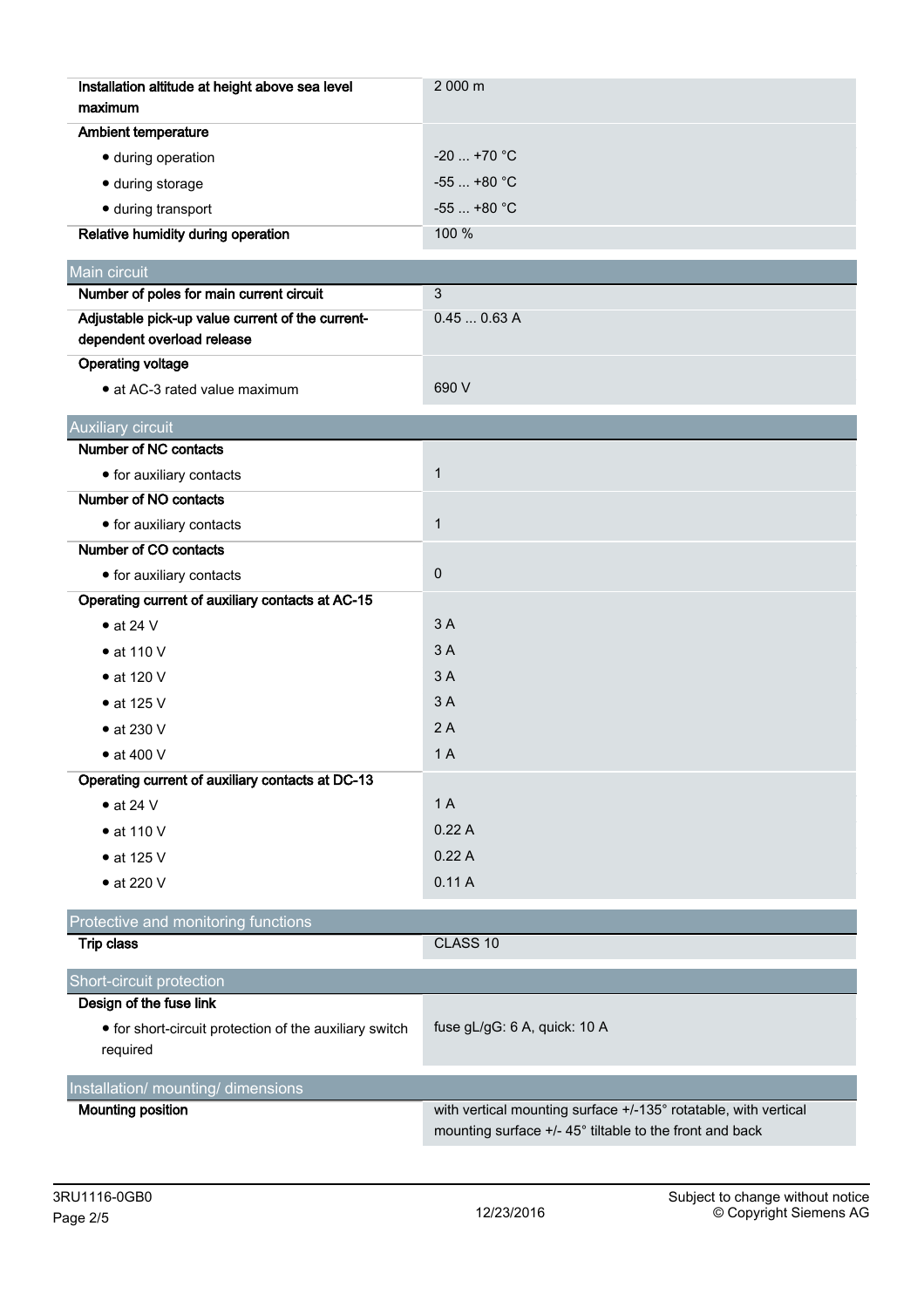| | |
|---|---|
| **Installation altitude at height above sea level maximum** | 2 000 m |
| **Ambient temperature** | |
| • during operation | -20 ... +70 °C |
| • during storage | -55 ... +80 °C |
| • during transport | -55 ... +80 °C |
| **Relative humidity during operation** | 100 % |

## Main circuit

| | |
|---|---|
| **Number of poles for main current circuit** | 3 |
| **Adjustable pick-up value current of the current-dependent overload release** | 0.45 ... 0.63 A |
| **Operating voltage** | |
| • at AC-3 rated value maximum | 690 V |

## Auxiliary circuit

| | |
|---|---|
| **Number of NC contacts** | |
| • for auxiliary contacts | 1 |
| **Number of NO contacts** | |
| • for auxiliary contacts | 1 |
| **Number of CO contacts** | |
| • for auxiliary contacts | 0 |
| **Operating current of auxiliary contacts at AC-15** | |
| • at 24 V | 3 A |
| • at 110 V | 3 A |
| • at 120 V | 3 A |
| • at 125 V | 3 A |
| • at 230 V | 2 A |
| • at 400 V | 1 A |
| **Operating current of auxiliary contacts at DC-13** | |
| • at 24 V | 1 A |
| • at 110 V | 0.22 A |
| • at 125 V | 0.22 A |
| • at 220 V | 0.11 A |

## Protective and monitoring functions

| | |
|---|---|
| **Trip class** | CLASS 10 |

## Short-circuit protection

| | |
|---|---|
| **Design of the fuse link** | |
| • for short-circuit protection of the auxiliary switch required | fuse gL/gG: 6 A, quick: 10 A |

## Installation/ mounting/ dimensions

| | |
|---|---|
| **Mounting position** | with vertical mounting surface +/-135° rotatable, with vertical mounting surface +/- 45° tiltable to the front and back |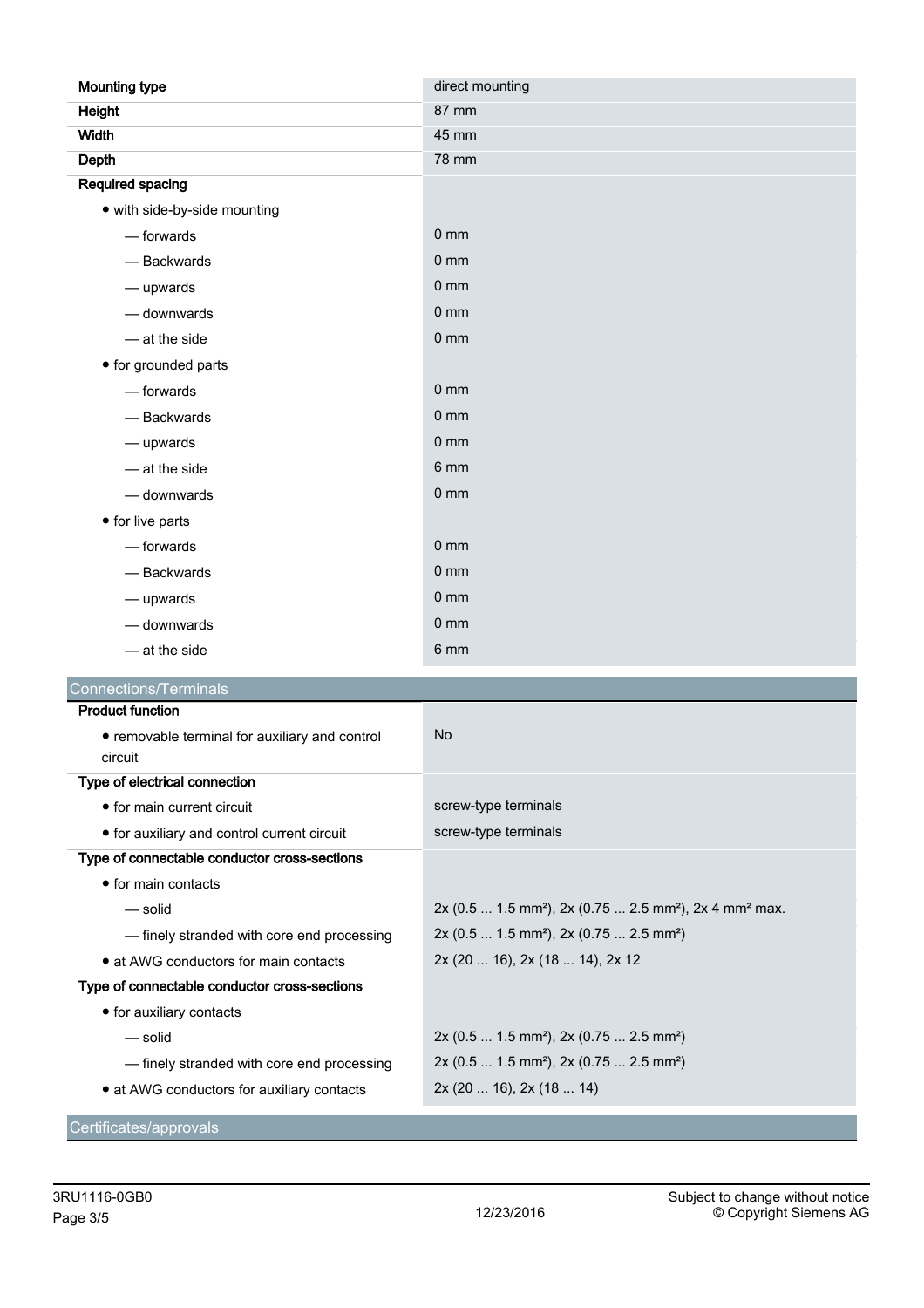| | |
|---|---|
| **Mounting type** | direct mounting |
| **Height** | 87 mm |
| **Width** | 45 mm |
| **Depth** | 78 mm |
| **Required spacing** | |
| • with side-by-side mounting | |
| — forwards | 0 mm |
| — Backwards | 0 mm |
| — upwards | 0 mm |
| — downwards | 0 mm |
| — at the side | 0 mm |
| • for grounded parts | |
| — forwards | 0 mm |
| — Backwards | 0 mm |
| — upwards | 0 mm |
| — at the side | 6 mm |
| — downwards | 0 mm |
| • for live parts | |
| — forwards | 0 mm |
| — Backwards | 0 mm |
| — upwards | 0 mm |
| — downwards | 0 mm |
| — at the side | 6 mm |

## Connections/Terminals

| | |
|---|---|
| **Product function** | |
| • removable terminal for auxiliary and control circuit | No |
| **Type of electrical connection** | |
| • for main current circuit | screw-type terminals |
| • for auxiliary and control current circuit | screw-type terminals |
| **Type of connectable conductor cross-sections** | |
| • for main contacts | |
| — solid | 2x (0.5 ... 1.5 mm²), 2x (0.75 ... 2.5 mm²), 2x 4 mm² max. |
| — finely stranded with core end processing | 2x (0.5 ... 1.5 mm²), 2x (0.75 ... 2.5 mm²) |
| • at AWG conductors for main contacts | 2x (20 ... 16), 2x (18 ... 14), 2x 12 |
| **Type of connectable conductor cross-sections** | |
| • for auxiliary contacts | |
| — solid | 2x (0.5 ... 1.5 mm²), 2x (0.75 ... 2.5 mm²) |
| — finely stranded with core end processing | 2x (0.5 ... 1.5 mm²), 2x (0.75 ... 2.5 mm²) |
| • at AWG conductors for auxiliary contacts | 2x (20 ... 16), 2x (18 ... 14) |

## Certificates/approvals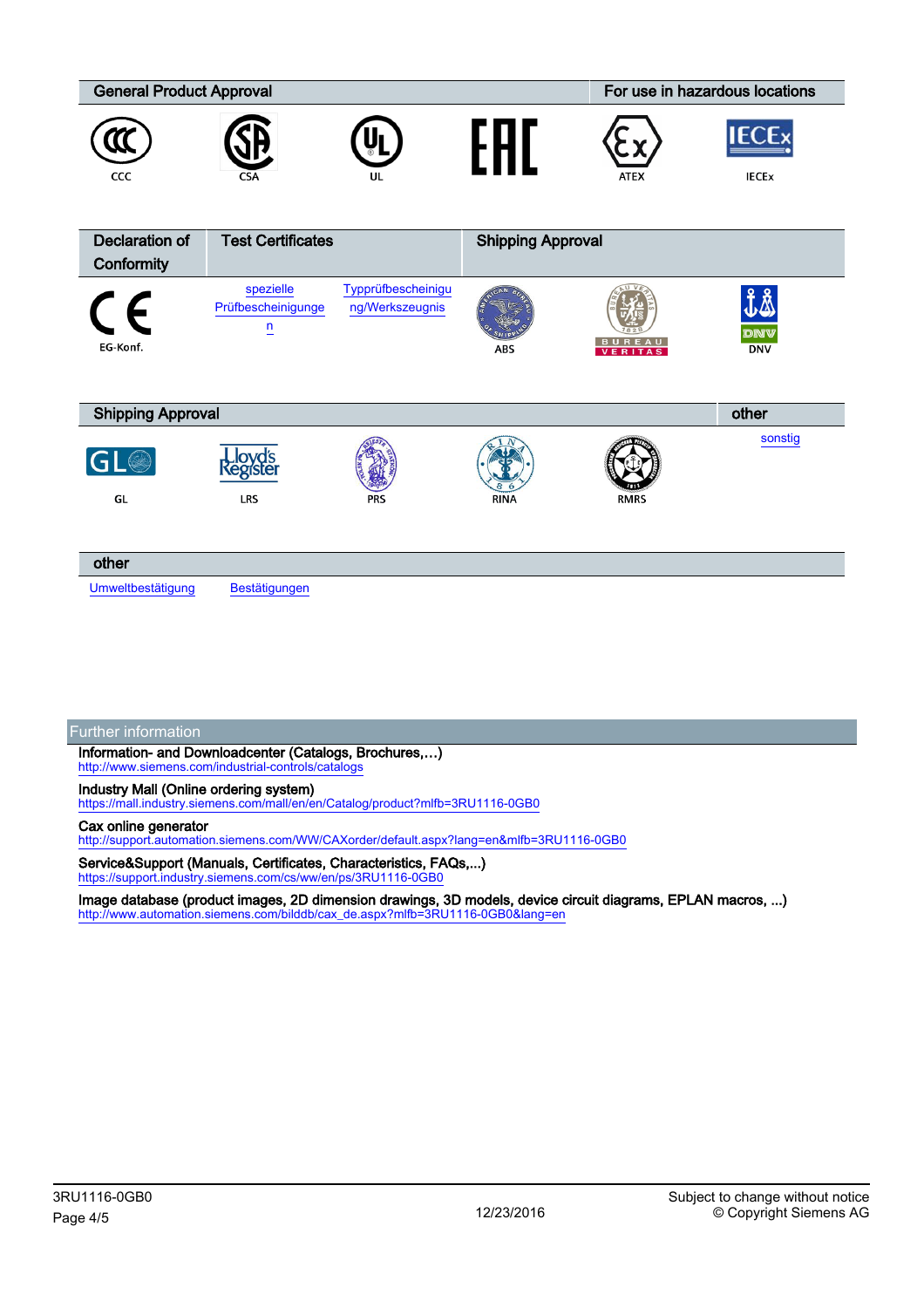| General Product Approval | | | | For use in hazardous locations | |
|---|---|---|---|---|---|
| CCC | CSA | UL | EAC | ATEX | IECEx |

| Declaration of Conformity | Test Certificates | | Shipping Approval | | |
|---|---|---|---|---|---|
| EG-Konf. | spezielle Prüfbescheinigungen | Typprüfbescheinigung/Werkszeugnis | ABS | BUREAU VERITAS | DNV |

| Shipping Approval | | | | | other |
|---|---|---|---|---|---|
| GL | LRS | PRS | RINA | RMRS | sonstig |

| other | |
|---|---|
| Umweltbestätigung | Bestätigungen |

## Further information

**Information- and Downloadcenter (Catalogs, Brochures,…)**
http://www.siemens.com/industrial-controls/catalogs

**Industry Mall (Online ordering system)**
https://mall.industry.siemens.com/mall/en/en/Catalog/product?mlfb=3RU1116-0GB0

**Cax online generator**
http://support.automation.siemens.com/WW/CAXorder/default.aspx?lang=en&mlfb=3RU1116-0GB0

**Service&Support (Manuals, Certificates, Characteristics, FAQs,...)**
https://support.industry.siemens.com/cs/ww/en/ps/3RU1116-0GB0

**Image database (product images, 2D dimension drawings, 3D models, device circuit diagrams, EPLAN macros, ...)**
http://www.automation.siemens.com/bilddb/cax_de.aspx?mlfb=3RU1116-0GB0&lang=en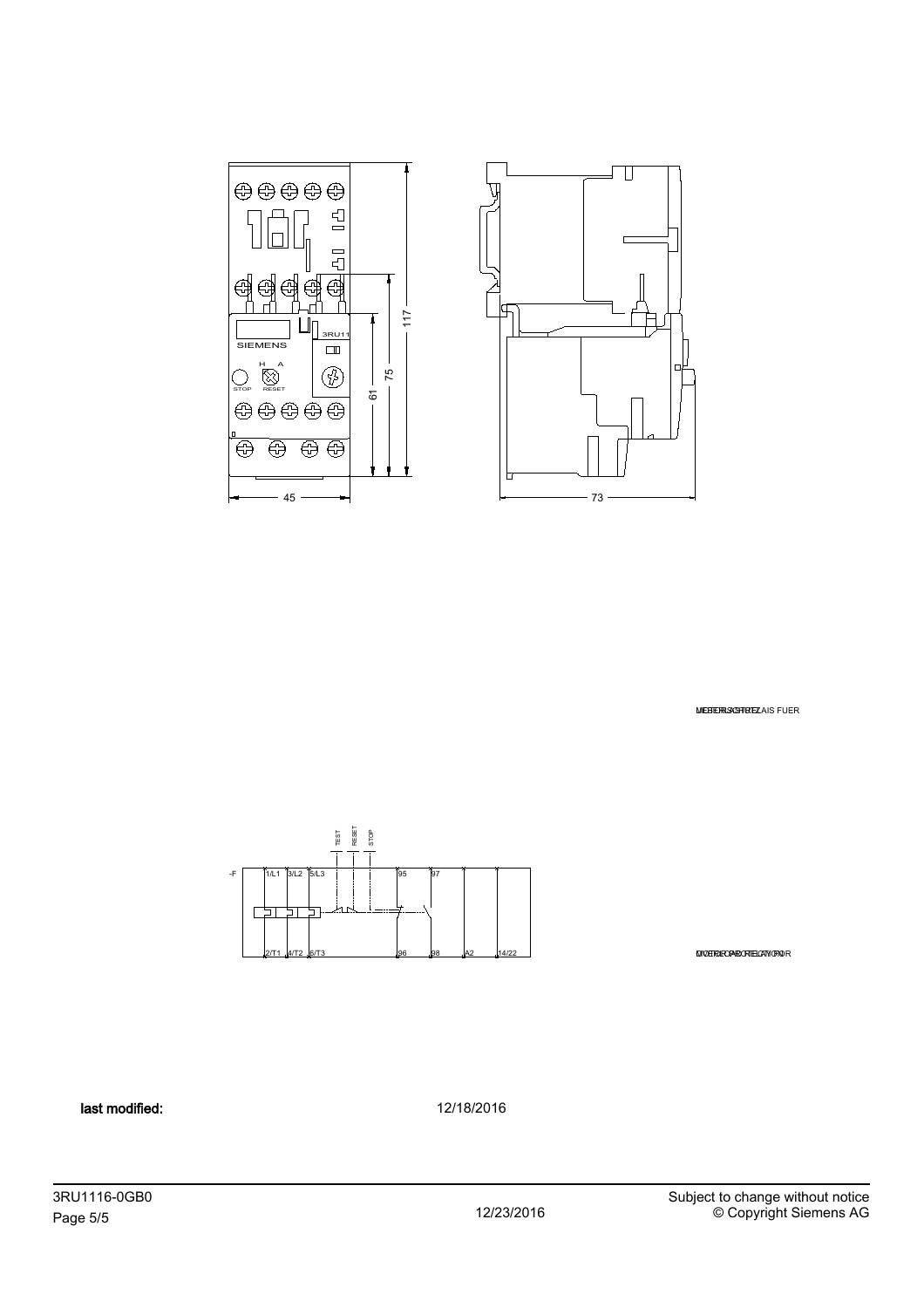45

117

75

61

73

3RU11

SIEMENS

H A

STOP RESET

MOTORSCHUTZRELAIS FUER

TEST RESET STOP

-F

1/L1 3/L2 5/L3 95 97

2/T1 4/T2 6/T3 96 98 A2 14/22

OVERLOAD RELAY FOR

**last modified:** 12/18/2016

3RU1116-0GB0

12/23/2016

Subject to change without notice
© Copyright Siemens AG